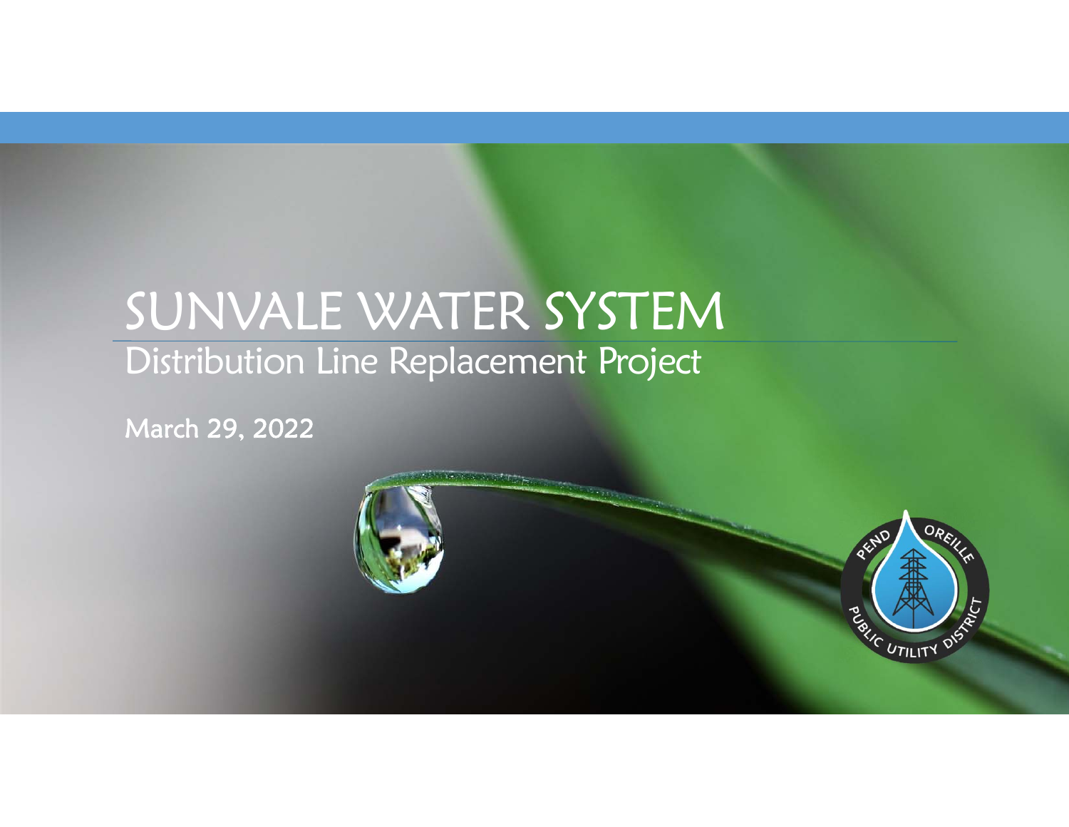# SUNVALE WATER SYSTEM

## Distribution Line Replacement Project

March 29, 2022

PEND OREILLE PUBLIC UTILITY DISTRICT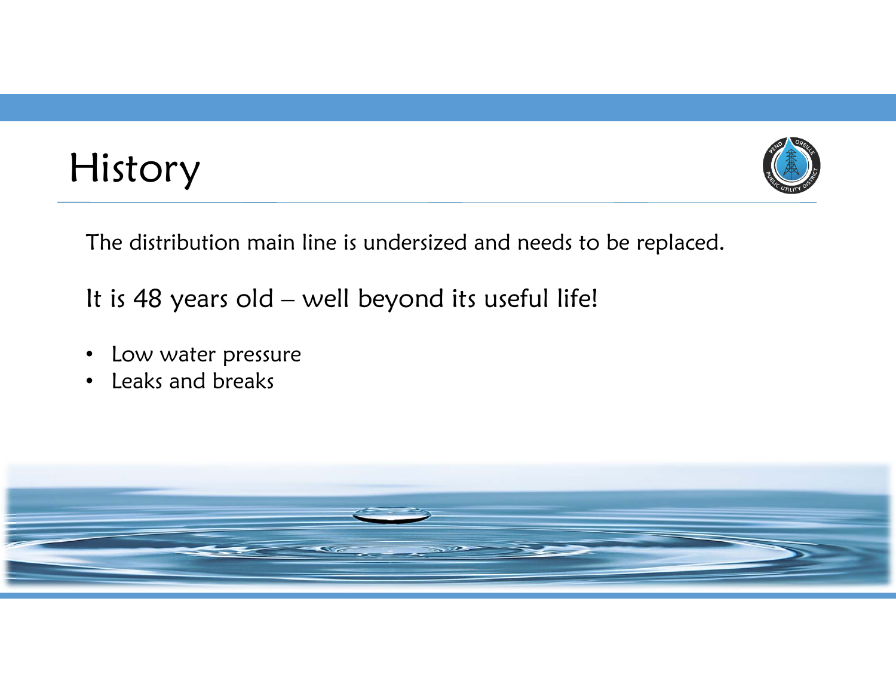# History

The distribution main line is undersized and needs to be replaced.

It is 48 years old – well beyond its useful life!

- Low water pressure
- Leaks and breaks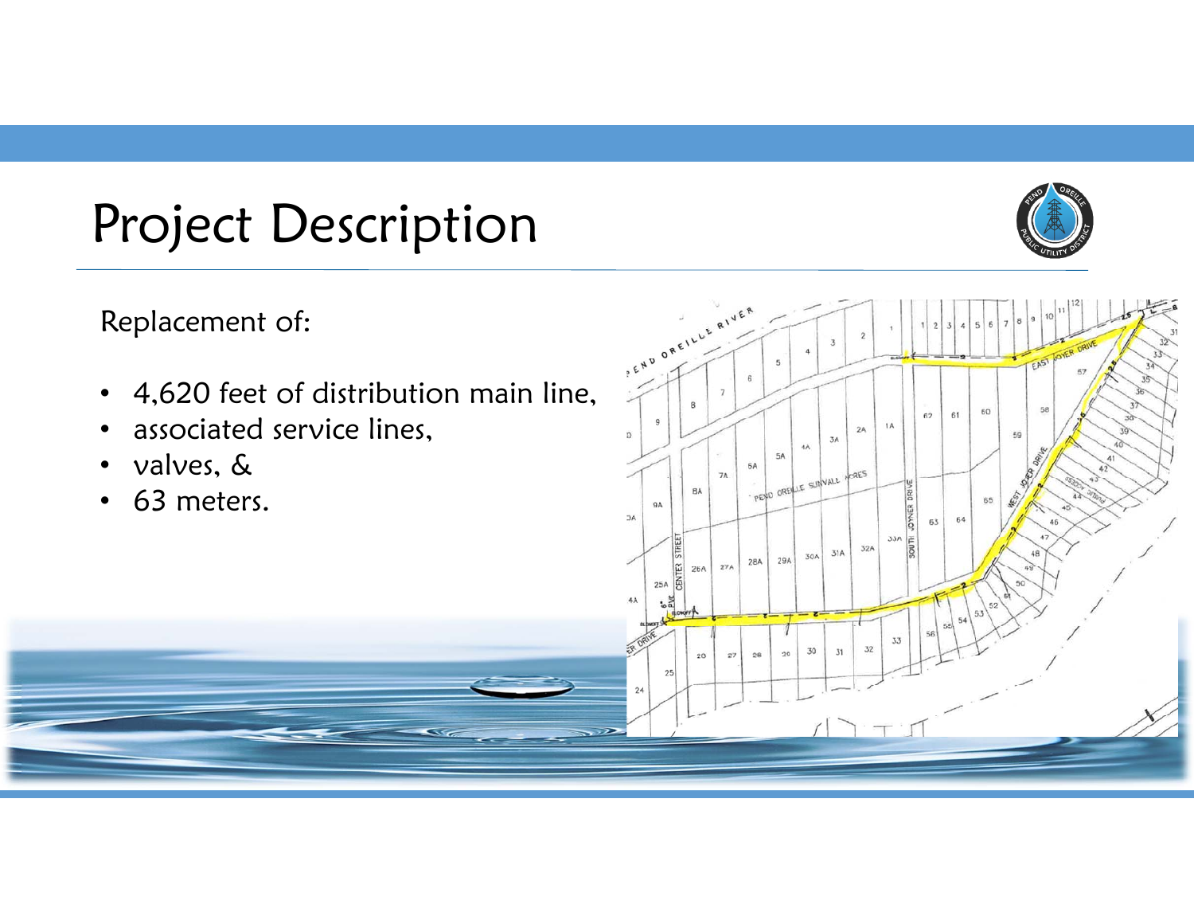# Project Description

Replacement of:

- 4,620 feet of distribution main line,
- associated service lines,
- valves, &
- 63 meters.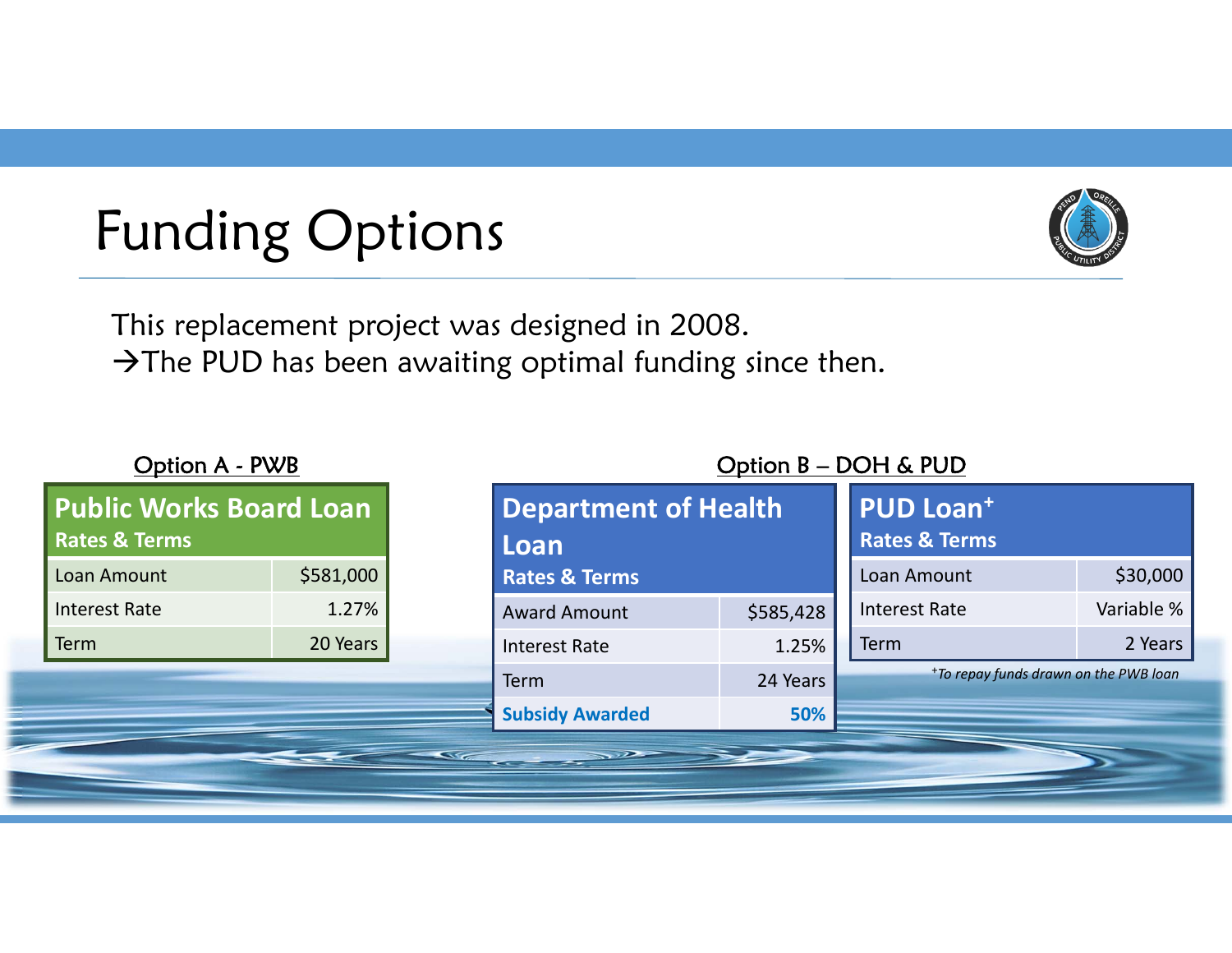# Funding Options

This replacement project was designed in 2008.
→The PUD has been awaiting optimal funding since then.

## Option A - PWB

| Public Works Board Loan Rates & Terms | |
|---|---|
| Loan Amount | $581,000 |
| Interest Rate | 1.27% |
| Term | 20 Years |

## Option B – DOH & PUD

| Department of Health Loan Rates & Terms | |
|---|---|
| Award Amount | $585,428 |
| Interest Rate | 1.25% |
| Term | 24 Years |
| **Subsidy Awarded** | **50%** |

| PUD Loan+ Rates & Terms | |
|---|---|
| Loan Amount | $30,000 |
| Interest Rate | Variable % |
| Term | 2 Years |

*+To repay funds drawn on the PWB loan*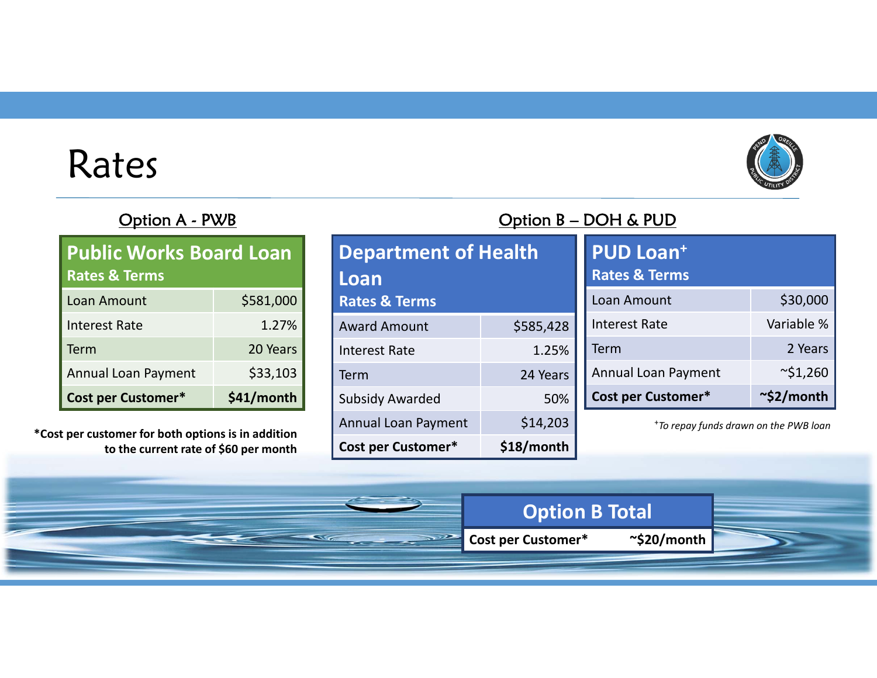# Rates

## Option A - PWB

| Public Works Board Loan Rates & Terms | |
|---|---|
| Loan Amount | $581,000 |
| Interest Rate | 1.27% |
| Term | 20 Years |
| Annual Loan Payment | $33,103 |
| **Cost per Customer*** | **$41/month** |

***Cost per customer for both options is in addition to the current rate of $60 per month**

## Option B – DOH & PUD

| Department of Health Loan Rates & Terms | |
|---|---|
| Award Amount | $585,428 |
| Interest Rate | 1.25% |
| Term | 24 Years |
| Subsidy Awarded | 50% |
| Annual Loan Payment | $14,203 |
| **Cost per Customer*** | **$18/month** |

| PUD Loan+ Rates & Terms | |
|---|---|
| Loan Amount | $30,000 |
| Interest Rate | Variable % |
| Term | 2 Years |
| Annual Loan Payment | ~$1,260 |
| **Cost per Customer*** | **~$2/month** |

+*To repay funds drawn on the PWB loan*

| Option B Total | |
|---|---|
| **Cost per Customer*** | **~$20/month** |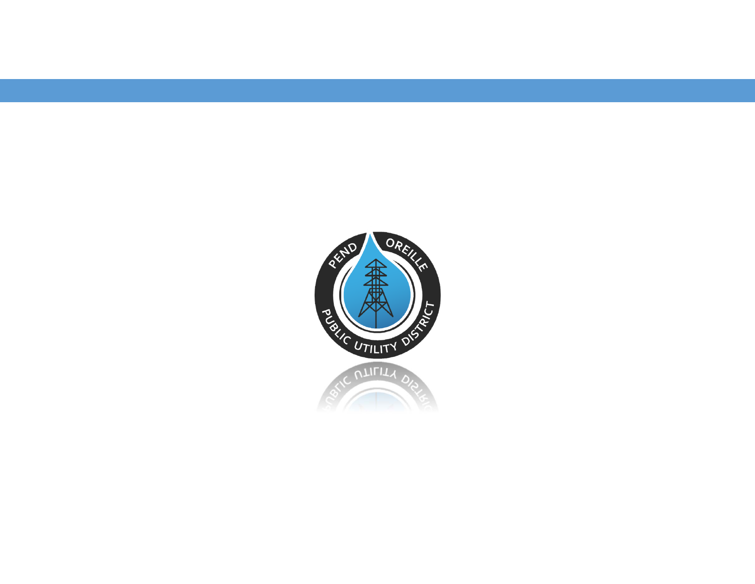PEND OREILLE PUBLIC UTILITY DISTRICT